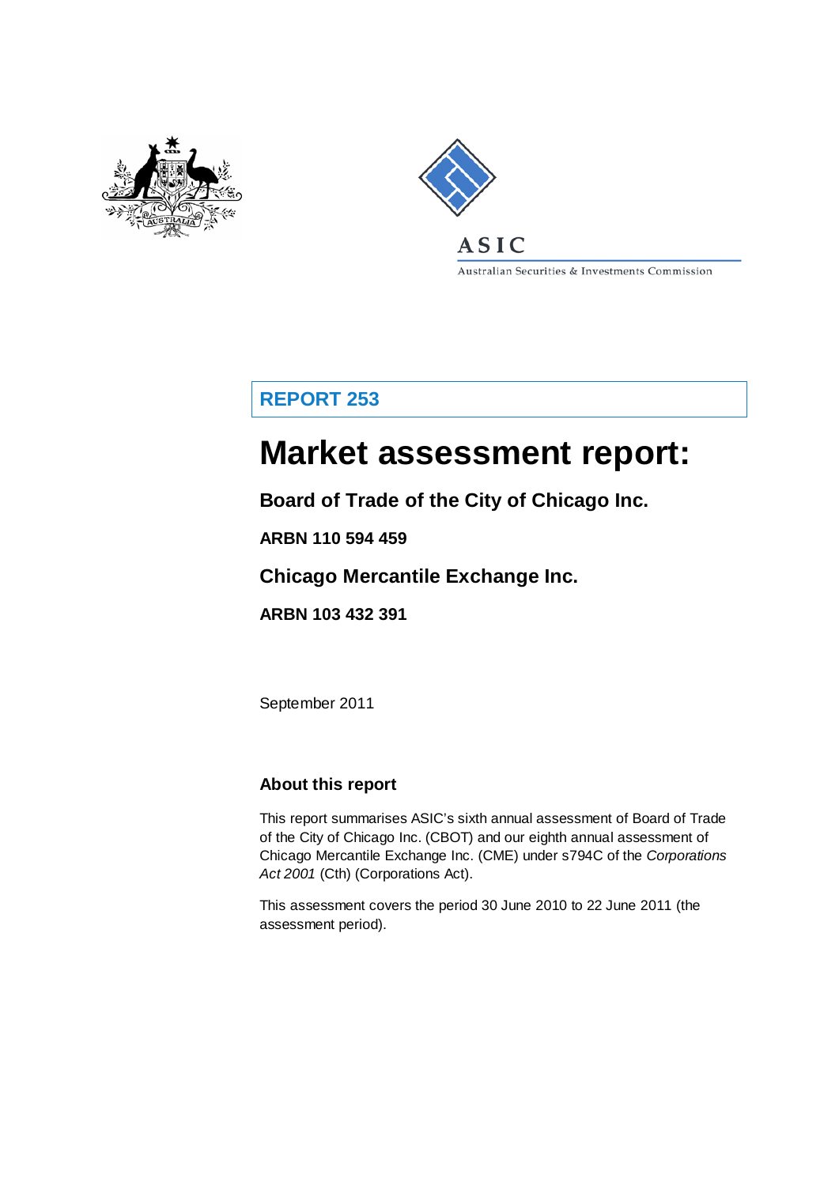ASIC

Australian Securities & Investments Commission

**REPORT 253**

# Market assessment report:

## Board of Trade of the City of Chicago Inc.

**ARBN 110 594 459**

## Chicago Mercantile Exchange Inc.

**ARBN 103 432 391**

September 2011

### About this report

This report summarises ASIC's sixth annual assessment of Board of Trade of the City of Chicago Inc. (CBOT) and our eighth annual assessment of Chicago Mercantile Exchange Inc. (CME) under s794C of the *Corporations Act 2001* (Cth) (Corporations Act).

This assessment covers the period 30 June 2010 to 22 June 2011 (the assessment period).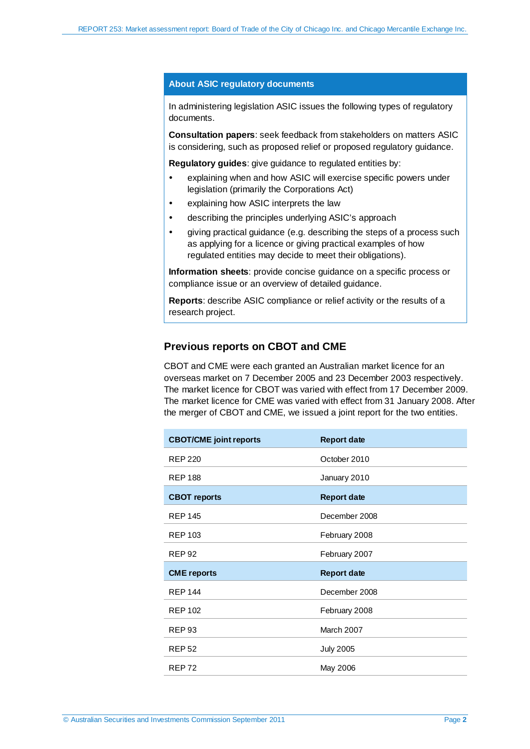### About ASIC regulatory documents

In administering legislation ASIC issues the following types of regulatory documents.

**Consultation papers**: seek feedback from stakeholders on matters ASIC is considering, such as proposed relief or proposed regulatory guidance.

**Regulatory guides**: give guidance to regulated entities by:

- explaining when and how ASIC will exercise specific powers under legislation (primarily the Corporations Act)
- explaining how ASIC interprets the law
- describing the principles underlying ASIC's approach
- giving practical guidance (e.g. describing the steps of a process such as applying for a licence or giving practical examples of how regulated entities may decide to meet their obligations).

**Information sheets**: provide concise guidance on a specific process or compliance issue or an overview of detailed guidance.

**Reports**: describe ASIC compliance or relief activity or the results of a research project.

## Previous reports on CBOT and CME

CBOT and CME were each granted an Australian market licence for an overseas market on 7 December 2005 and 23 December 2003 respectively. The market licence for CBOT was varied with effect from 17 December 2009. The market licence for CME was varied with effect from 31 January 2008. After the merger of CBOT and CME, we issued a joint report for the two entities.

| CBOT/CME joint reports | Report date |
|---|---|
| REP 220 | October 2010 |
| REP 188 | January 2010 |
| **CBOT reports** | **Report date** |
| REP 145 | December 2008 |
| REP 103 | February 2008 |
| REP 92 | February 2007 |
| **CME reports** | **Report date** |
| REP 144 | December 2008 |
| REP 102 | February 2008 |
| REP 93 | March 2007 |
| REP 52 | July 2005 |
| REP 72 | May 2006 |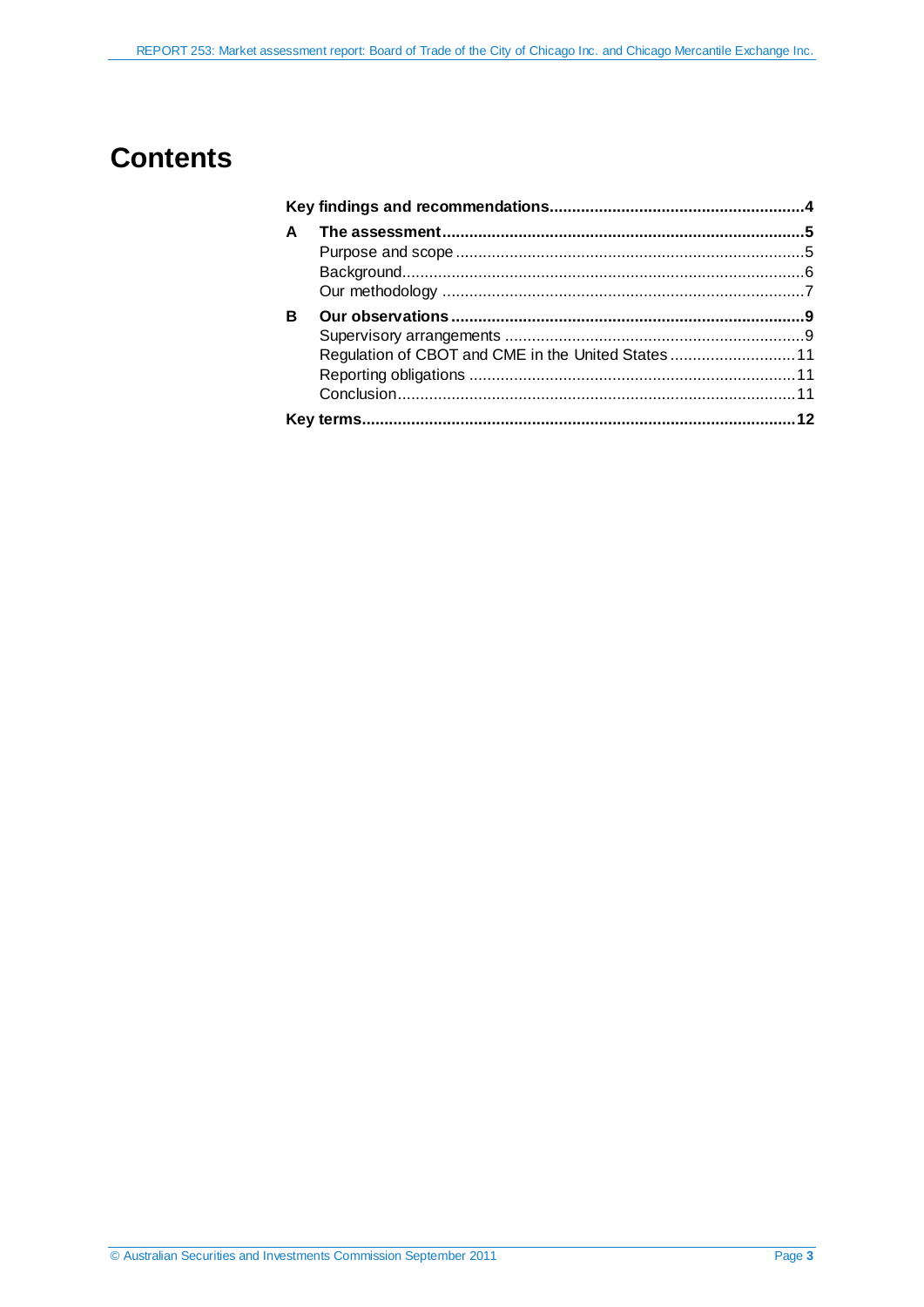# Contents

| | | |
|---|---|---|
| **Key findings and recommendations** | | **4** |
| **A** | **The assessment** | **5** |
| | Purpose and scope | 5 |
| | Background | 6 |
| | Our methodology | 7 |
| **B** | **Our observations** | **9** |
| | Supervisory arrangements | 9 |
| | Regulation of CBOT and CME in the United States | 11 |
| | Reporting obligations | 11 |
| | Conclusion | 11 |
| **Key terms** | | **12** |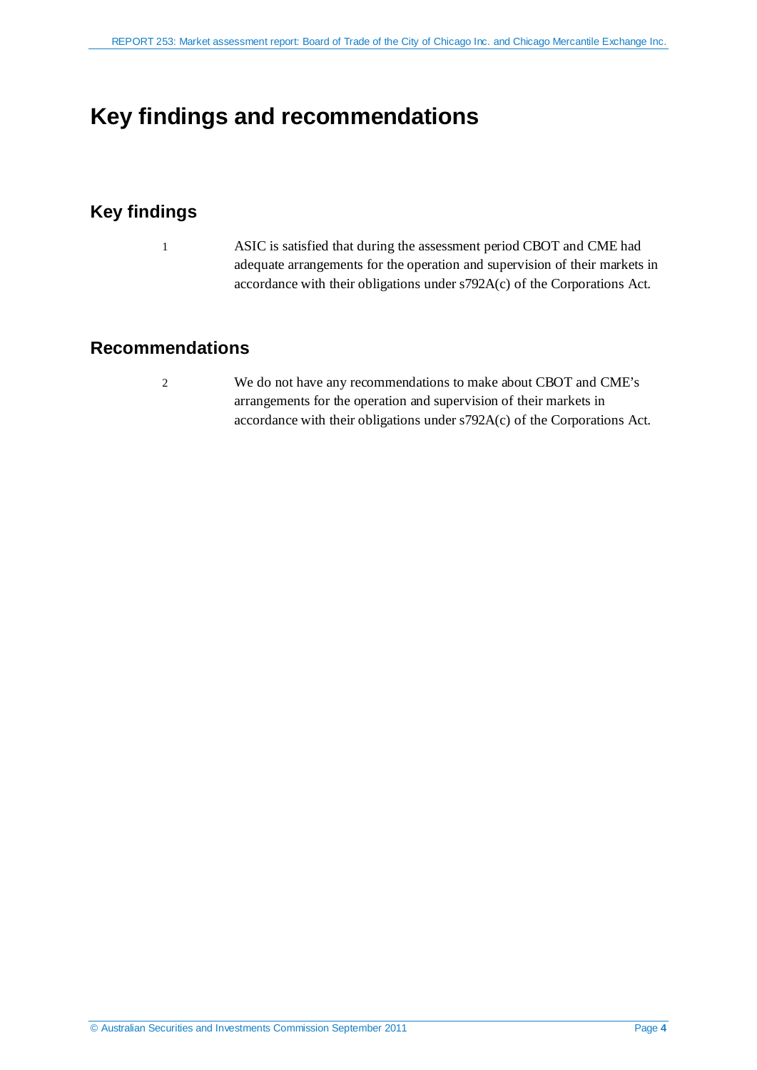# Key findings and recommendations

## Key findings

1 ASIC is satisfied that during the assessment period CBOT and CME had adequate arrangements for the operation and supervision of their markets in accordance with their obligations under s792A(c) of the Corporations Act.

## Recommendations

2 We do not have any recommendations to make about CBOT and CME's arrangements for the operation and supervision of their markets in accordance with their obligations under s792A(c) of the Corporations Act.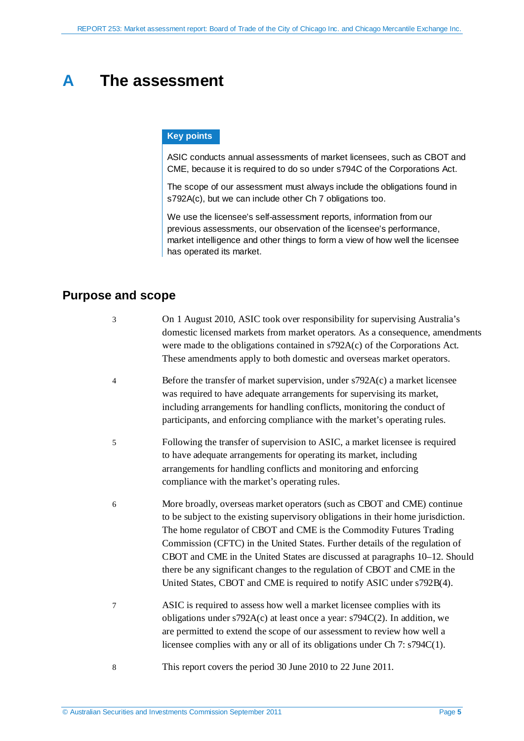# A The assessment

**Key points**

ASIC conducts annual assessments of market licensees, such as CBOT and CME, because it is required to do so under s794C of the Corporations Act.

The scope of our assessment must always include the obligations found in s792A(c), but we can include other Ch 7 obligations too.

We use the licensee's self-assessment reports, information from our previous assessments, our observation of the licensee's performance, market intelligence and other things to form a view of how well the licensee has operated its market.

## Purpose and scope

3 On 1 August 2010, ASIC took over responsibility for supervising Australia's domestic licensed markets from market operators. As a consequence, amendments were made to the obligations contained in s792A(c) of the Corporations Act. These amendments apply to both domestic and overseas market operators.

4 Before the transfer of market supervision, under s792A(c) a market licensee was required to have adequate arrangements for supervising its market, including arrangements for handling conflicts, monitoring the conduct of participants, and enforcing compliance with the market's operating rules.

5 Following the transfer of supervision to ASIC, a market licensee is required to have adequate arrangements for operating its market, including arrangements for handling conflicts and monitoring and enforcing compliance with the market's operating rules.

6 More broadly, overseas market operators (such as CBOT and CME) continue to be subject to the existing supervisory obligations in their home jurisdiction. The home regulator of CBOT and CME is the Commodity Futures Trading Commission (CFTC) in the United States. Further details of the regulation of CBOT and CME in the United States are discussed at paragraphs 10–12. Should there be any significant changes to the regulation of CBOT and CME in the United States, CBOT and CME is required to notify ASIC under s792B(4).

7 ASIC is required to assess how well a market licensee complies with its obligations under s792A(c) at least once a year: s794C(2). In addition, we are permitted to extend the scope of our assessment to review how well a licensee complies with any or all of its obligations under Ch 7: s794C(1).

8 This report covers the period 30 June 2010 to 22 June 2011.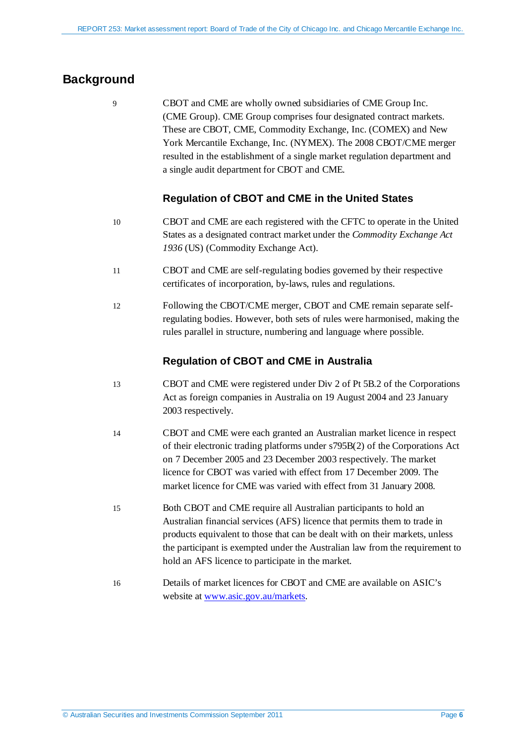## Background

9 CBOT and CME are wholly owned subsidiaries of CME Group Inc. (CME Group). CME Group comprises four designated contract markets. These are CBOT, CME, Commodity Exchange, Inc. (COMEX) and New York Mercantile Exchange, Inc. (NYMEX). The 2008 CBOT/CME merger resulted in the establishment of a single market regulation department and a single audit department for CBOT and CME.

### Regulation of CBOT and CME in the United States

10 CBOT and CME are each registered with the CFTC to operate in the United States as a designated contract market under the *Commodity Exchange Act 1936* (US) (Commodity Exchange Act).

11 CBOT and CME are self-regulating bodies governed by their respective certificates of incorporation, by-laws, rules and regulations.

12 Following the CBOT/CME merger, CBOT and CME remain separate self-regulating bodies. However, both sets of rules were harmonised, making the rules parallel in structure, numbering and language where possible.

### Regulation of CBOT and CME in Australia

13 CBOT and CME were registered under Div 2 of Pt 5B.2 of the Corporations Act as foreign companies in Australia on 19 August 2004 and 23 January 2003 respectively.

14 CBOT and CME were each granted an Australian market licence in respect of their electronic trading platforms under s795B(2) of the Corporations Act on 7 December 2005 and 23 December 2003 respectively. The market licence for CBOT was varied with effect from 17 December 2009. The market licence for CME was varied with effect from 31 January 2008.

15 Both CBOT and CME require all Australian participants to hold an Australian financial services (AFS) licence that permits them to trade in products equivalent to those that can be dealt with on their markets, unless the participant is exempted under the Australian law from the requirement to hold an AFS licence to participate in the market.

16 Details of market licences for CBOT and CME are available on ASIC's website at www.asic.gov.au/markets.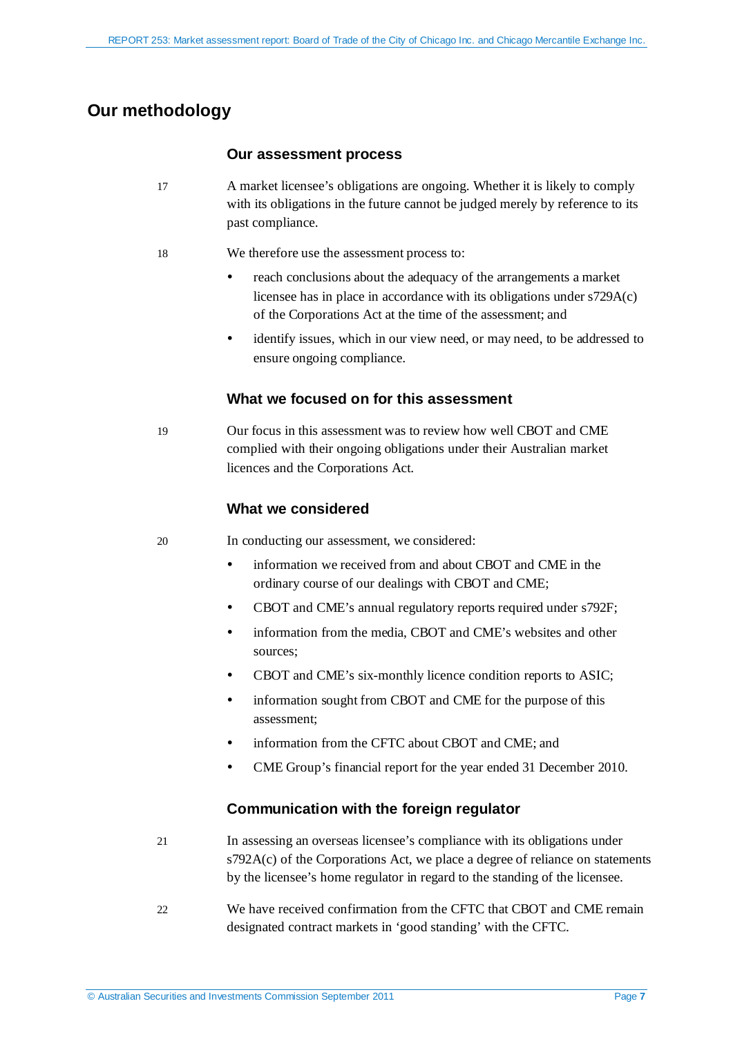## Our methodology

### Our assessment process

17 A market licensee's obligations are ongoing. Whether it is likely to comply with its obligations in the future cannot be judged merely by reference to its past compliance.

18 We therefore use the assessment process to:

- reach conclusions about the adequacy of the arrangements a market licensee has in place in accordance with its obligations under s729A(c) of the Corporations Act at the time of the assessment; and
- identify issues, which in our view need, or may need, to be addressed to ensure ongoing compliance.

### What we focused on for this assessment

19 Our focus in this assessment was to review how well CBOT and CME complied with their ongoing obligations under their Australian market licences and the Corporations Act.

### What we considered

20 In conducting our assessment, we considered:

- information we received from and about CBOT and CME in the ordinary course of our dealings with CBOT and CME;
- CBOT and CME's annual regulatory reports required under s792F;
- information from the media, CBOT and CME's websites and other sources;
- CBOT and CME's six-monthly licence condition reports to ASIC;
- information sought from CBOT and CME for the purpose of this assessment;
- information from the CFTC about CBOT and CME; and
- CME Group's financial report for the year ended 31 December 2010.

### Communication with the foreign regulator

21 In assessing an overseas licensee's compliance with its obligations under s792A(c) of the Corporations Act, we place a degree of reliance on statements by the licensee's home regulator in regard to the standing of the licensee.

22 We have received confirmation from the CFTC that CBOT and CME remain designated contract markets in 'good standing' with the CFTC.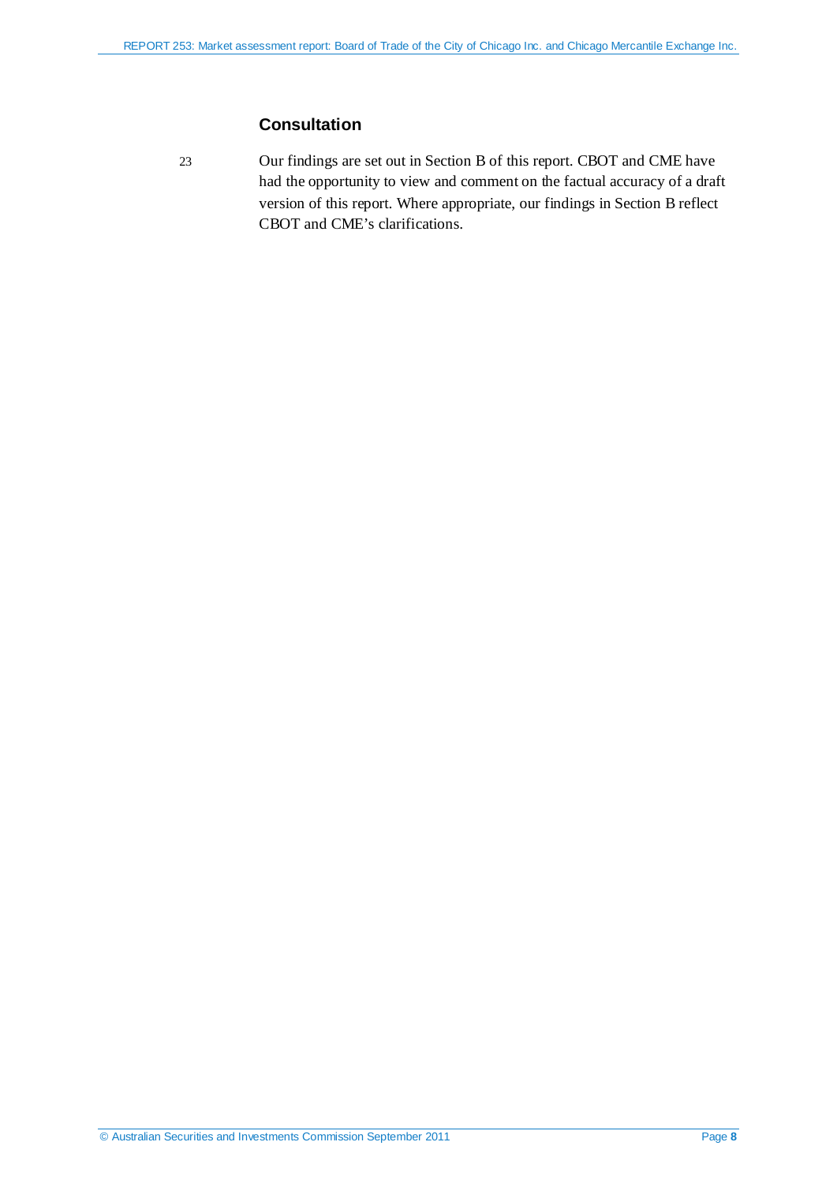## Consultation

23 Our findings are set out in Section B of this report. CBOT and CME have had the opportunity to view and comment on the factual accuracy of a draft version of this report. Where appropriate, our findings in Section B reflect CBOT and CME's clarifications.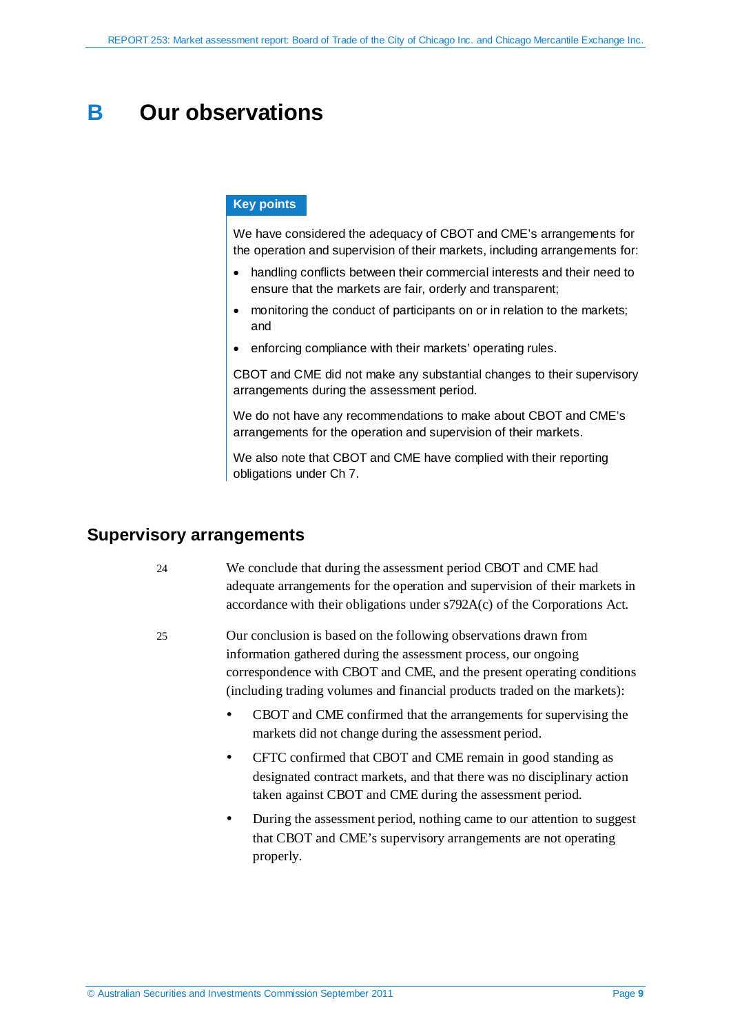# B Our observations

> **Key points**
>
> We have considered the adequacy of CBOT and CME's arrangements for the operation and supervision of their markets, including arrangements for:
>
> - handling conflicts between their commercial interests and their need to ensure that the markets are fair, orderly and transparent;
> - monitoring the conduct of participants on or in relation to the markets; and
> - enforcing compliance with their markets' operating rules.
>
> CBOT and CME did not make any substantial changes to their supervisory arrangements during the assessment period.
>
> We do not have any recommendations to make about CBOT and CME's arrangements for the operation and supervision of their markets.
>
> We also note that CBOT and CME have complied with their reporting obligations under Ch 7.

## Supervisory arrangements

24 We conclude that during the assessment period CBOT and CME had adequate arrangements for the operation and supervision of their markets in accordance with their obligations under s792A(c) of the Corporations Act.

25 Our conclusion is based on the following observations drawn from information gathered during the assessment process, our ongoing correspondence with CBOT and CME, and the present operating conditions (including trading volumes and financial products traded on the markets):

- CBOT and CME confirmed that the arrangements for supervising the markets did not change during the assessment period.
- CFTC confirmed that CBOT and CME remain in good standing as designated contract markets, and that there was no disciplinary action taken against CBOT and CME during the assessment period.
- During the assessment period, nothing came to our attention to suggest that CBOT and CME's supervisory arrangements are not operating properly.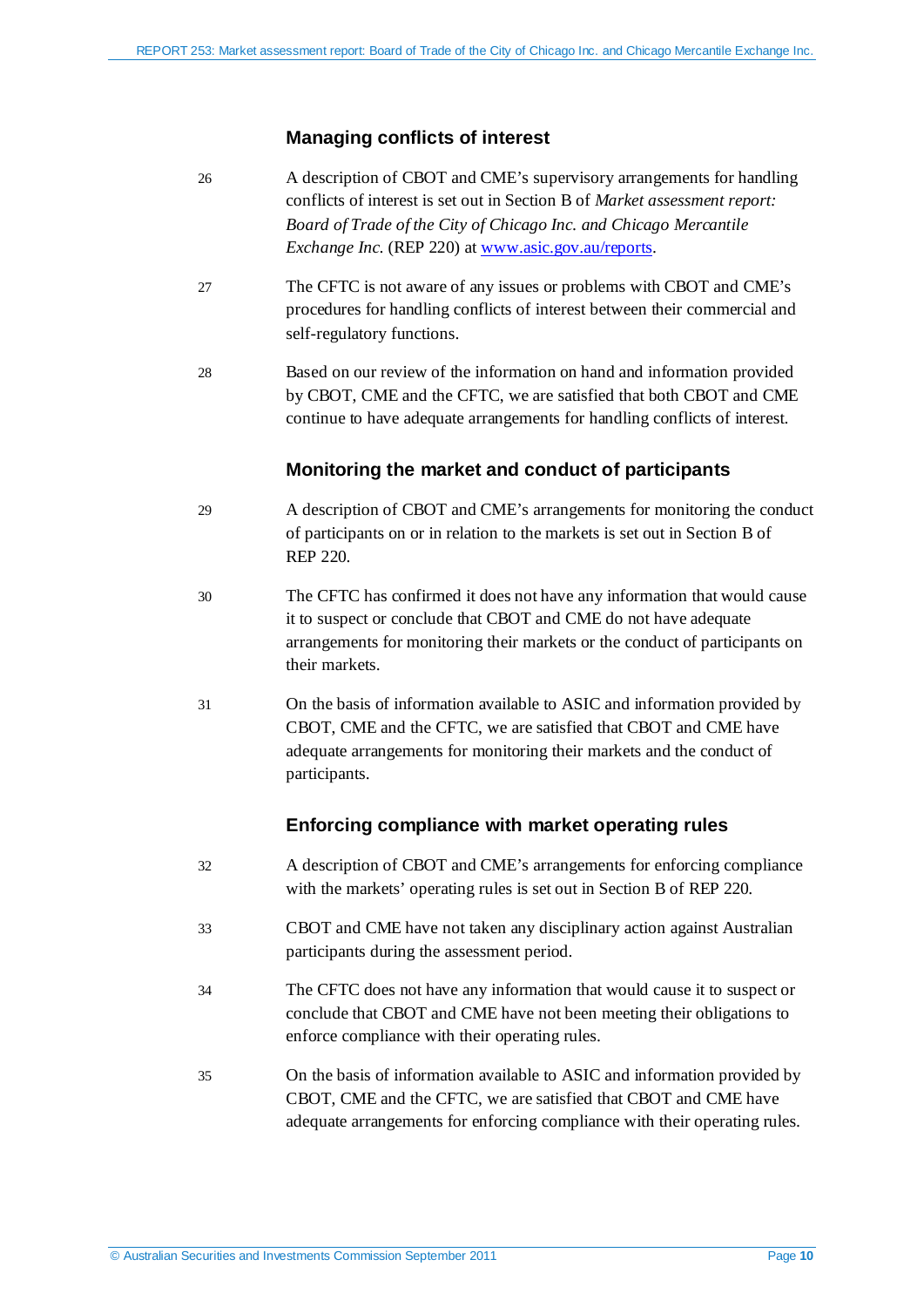## Managing conflicts of interest

26 A description of CBOT and CME's supervisory arrangements for handling conflicts of interest is set out in Section B of *Market assessment report: Board of Trade of the City of Chicago Inc. and Chicago Mercantile Exchange Inc.* (REP 220) at [www.asic.gov.au/reports](www.asic.gov.au/reports).

27 The CFTC is not aware of any issues or problems with CBOT and CME's procedures for handling conflicts of interest between their commercial and self-regulatory functions.

28 Based on our review of the information on hand and information provided by CBOT, CME and the CFTC, we are satisfied that both CBOT and CME continue to have adequate arrangements for handling conflicts of interest.

## Monitoring the market and conduct of participants

29 A description of CBOT and CME's arrangements for monitoring the conduct of participants on or in relation to the markets is set out in Section B of REP 220.

30 The CFTC has confirmed it does not have any information that would cause it to suspect or conclude that CBOT and CME do not have adequate arrangements for monitoring their markets or the conduct of participants on their markets.

31 On the basis of information available to ASIC and information provided by CBOT, CME and the CFTC, we are satisfied that CBOT and CME have adequate arrangements for monitoring their markets and the conduct of participants.

## Enforcing compliance with market operating rules

32 A description of CBOT and CME's arrangements for enforcing compliance with the markets' operating rules is set out in Section B of REP 220.

33 CBOT and CME have not taken any disciplinary action against Australian participants during the assessment period.

34 The CFTC does not have any information that would cause it to suspect or conclude that CBOT and CME have not been meeting their obligations to enforce compliance with their operating rules.

35 On the basis of information available to ASIC and information provided by CBOT, CME and the CFTC, we are satisfied that CBOT and CME have adequate arrangements for enforcing compliance with their operating rules.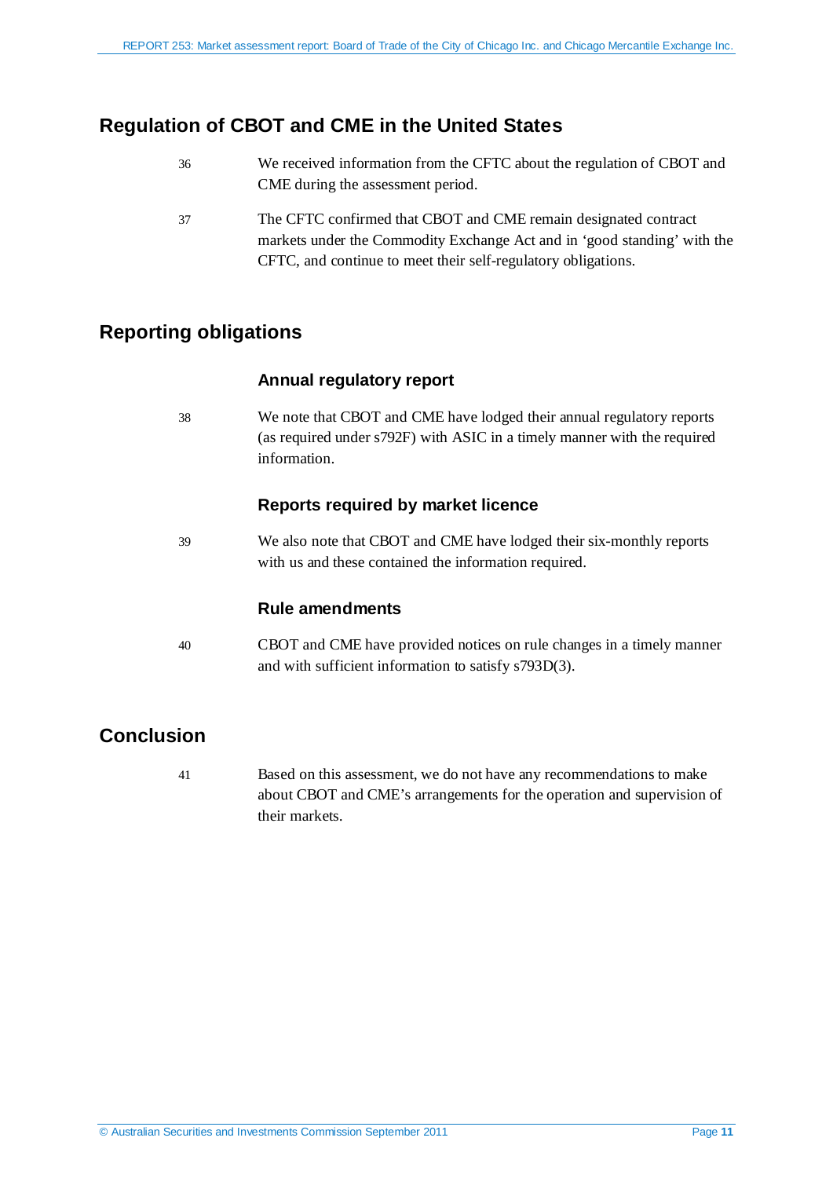## Regulation of CBOT and CME in the United States

36 We received information from the CFTC about the regulation of CBOT and CME during the assessment period.

37 The CFTC confirmed that CBOT and CME remain designated contract markets under the Commodity Exchange Act and in 'good standing' with the CFTC, and continue to meet their self-regulatory obligations.

## Reporting obligations

### Annual regulatory report

38 We note that CBOT and CME have lodged their annual regulatory reports (as required under s792F) with ASIC in a timely manner with the required information.

### Reports required by market licence

39 We also note that CBOT and CME have lodged their six-monthly reports with us and these contained the information required.

### Rule amendments

40 CBOT and CME have provided notices on rule changes in a timely manner and with sufficient information to satisfy s793D(3).

## Conclusion

41 Based on this assessment, we do not have any recommendations to make about CBOT and CME's arrangements for the operation and supervision of their markets.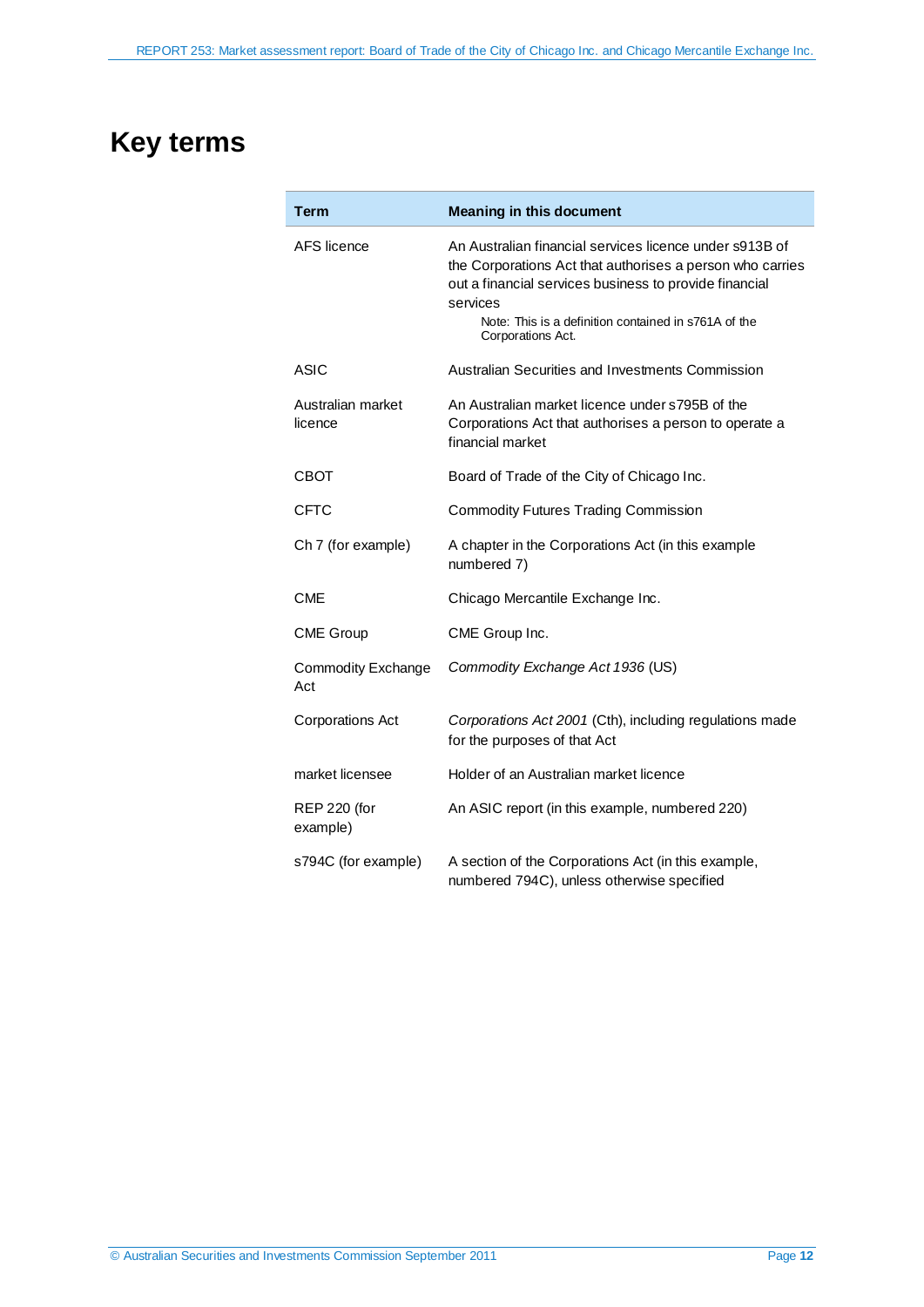# Key terms

| Term | Meaning in this document |
|---|---|
| AFS licence | An Australian financial services licence under s913B of the Corporations Act that authorises a person who carries out a financial services business to provide financial services<br>Note: This is a definition contained in s761A of the Corporations Act. |
| ASIC | Australian Securities and Investments Commission |
| Australian market licence | An Australian market licence under s795B of the Corporations Act that authorises a person to operate a financial market |
| CBOT | Board of Trade of the City of Chicago Inc. |
| CFTC | Commodity Futures Trading Commission |
| Ch 7 (for example) | A chapter in the Corporations Act (in this example numbered 7) |
| CME | Chicago Mercantile Exchange Inc. |
| CME Group | CME Group Inc. |
| Commodity Exchange Act | *Commodity Exchange Act 1936* (US) |
| Corporations Act | *Corporations Act 2001* (Cth), including regulations made for the purposes of that Act |
| market licensee | Holder of an Australian market licence |
| REP 220 (for example) | An ASIC report (in this example, numbered 220) |
| s794C (for example) | A section of the Corporations Act (in this example, numbered 794C), unless otherwise specified |